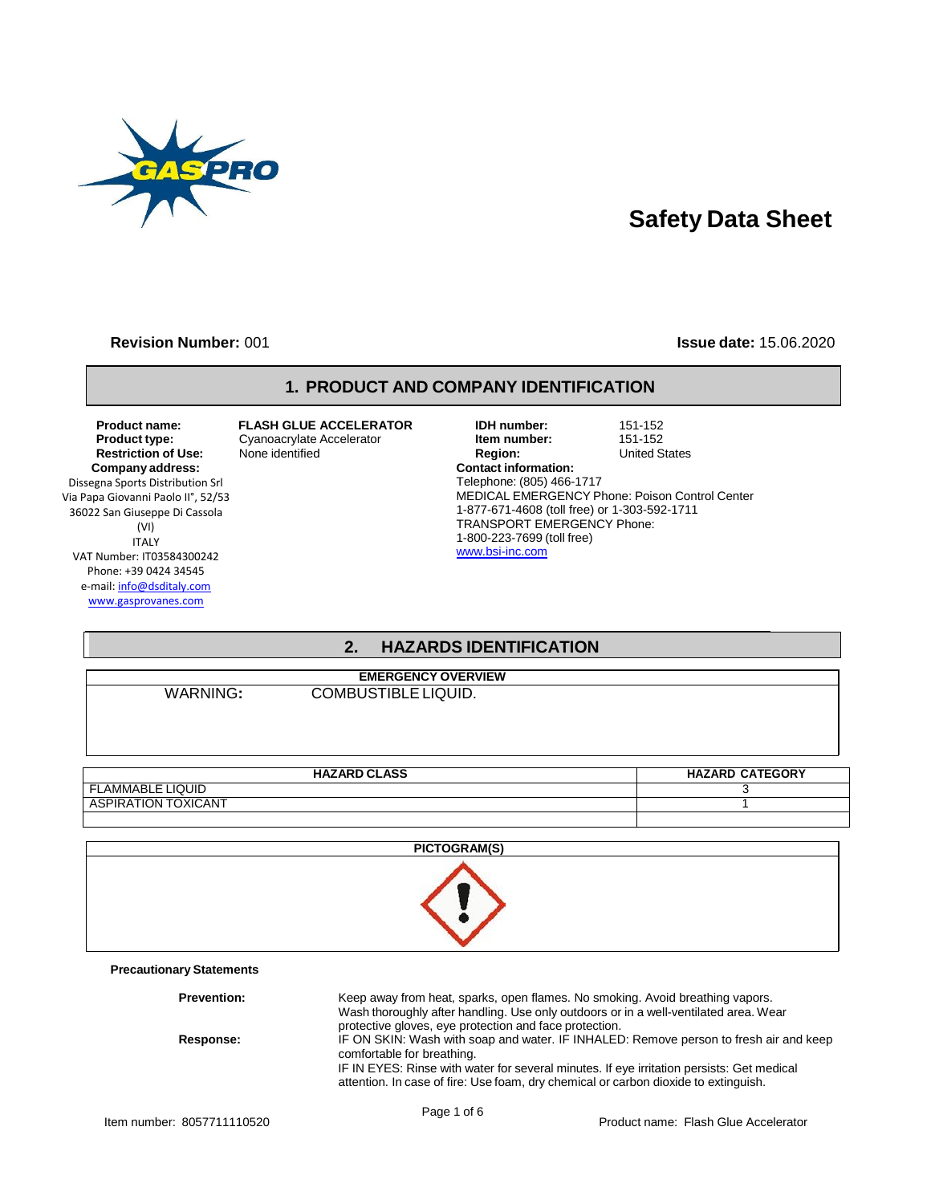# Safety Data Sheet

**Revision Number:** 001

**Issue date:** 15.06.2020

## 1. PRODUCT AND COMPANY IDENTIFICATION

**Product name:** FLASH GLUE ACCELERATOR
**Product type:** Cyanoacrylate Accelerator
**Restriction of Use:** None identified
**Company address:**
Dissegna Sports Distribution Srl
Via Papa Giovanni Paolo II°, 52/53
36022 San Giuseppe Di Cassola
(VI)
ITALY
VAT Number: IT03584300242
Phone: +39 0424 34545
e-mail: info@dsditaly.com
www.gasprovanes.com

**IDH number:** 151-152
**Item number:** 151-152
**Region:** United States
**Contact information:**
Telephone: (805) 466-1717
MEDICAL EMERGENCY Phone: Poison Control Center
1-877-671-4608 (toll free) or 1-303-592-1711
TRANSPORT EMERGENCY Phone:
1-800-223-7699 (toll free)
www.bsi-inc.com

## 2. HAZARDS IDENTIFICATION

**EMERGENCY OVERVIEW**

WARNING: COMBUSTIBLE LIQUID.

| HAZARD CLASS | HAZARD CATEGORY |
|---|---|
| FLAMMABLE LIQUID | 3 |
| ASPIRATION TOXICANT | 1 |
| | |

**PICTOGRAM(S)**

**Precautionary Statements**

**Prevention:** Keep away from heat, sparks, open flames. No smoking. Avoid breathing vapors. Wash thoroughly after handling. Use only outdoors or in a well-ventilated area. Wear protective gloves, eye protection and face protection.

**Response:** IF ON SKIN: Wash with soap and water. IF INHALED: Remove person to fresh air and keep comfortable for breathing.
IF IN EYES: Rinse with water for several minutes. If eye irritation persists: Get medical attention. In case of fire: Use foam, dry chemical or carbon dioxide to extinguish.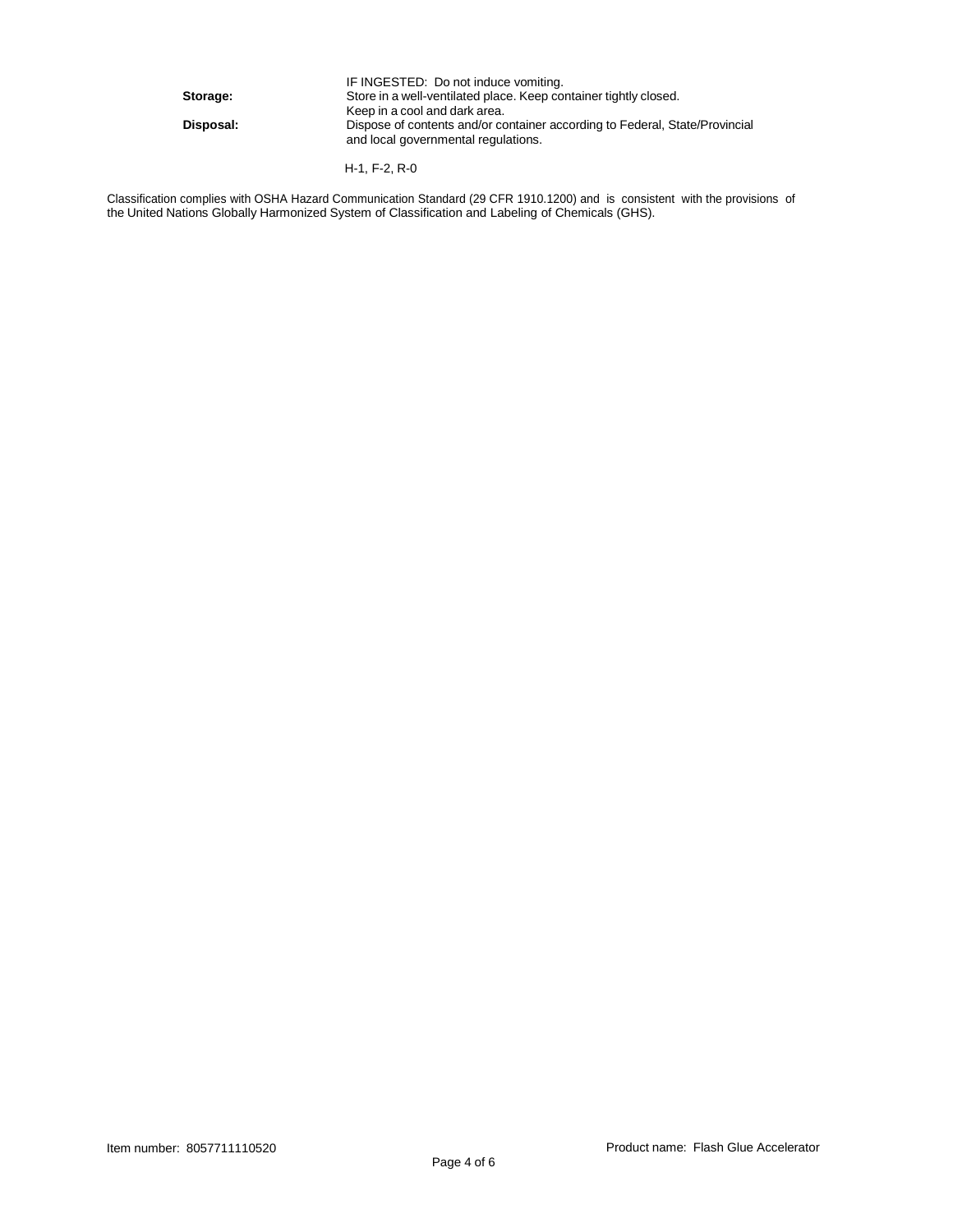IF INGESTED: Do not induce vomiting.

**Storage:** Store in a well-ventilated place. Keep container tightly closed. Keep in a cool and dark area.

**Disposal:** Dispose of contents and/or container according to Federal, State/Provincial and local governmental regulations.

H-1, F-2, R-0

Classification complies with OSHA Hazard Communication Standard (29 CFR 1910.1200) and is consistent with the provisions of the United Nations Globally Harmonized System of Classification and Labeling of Chemicals (GHS).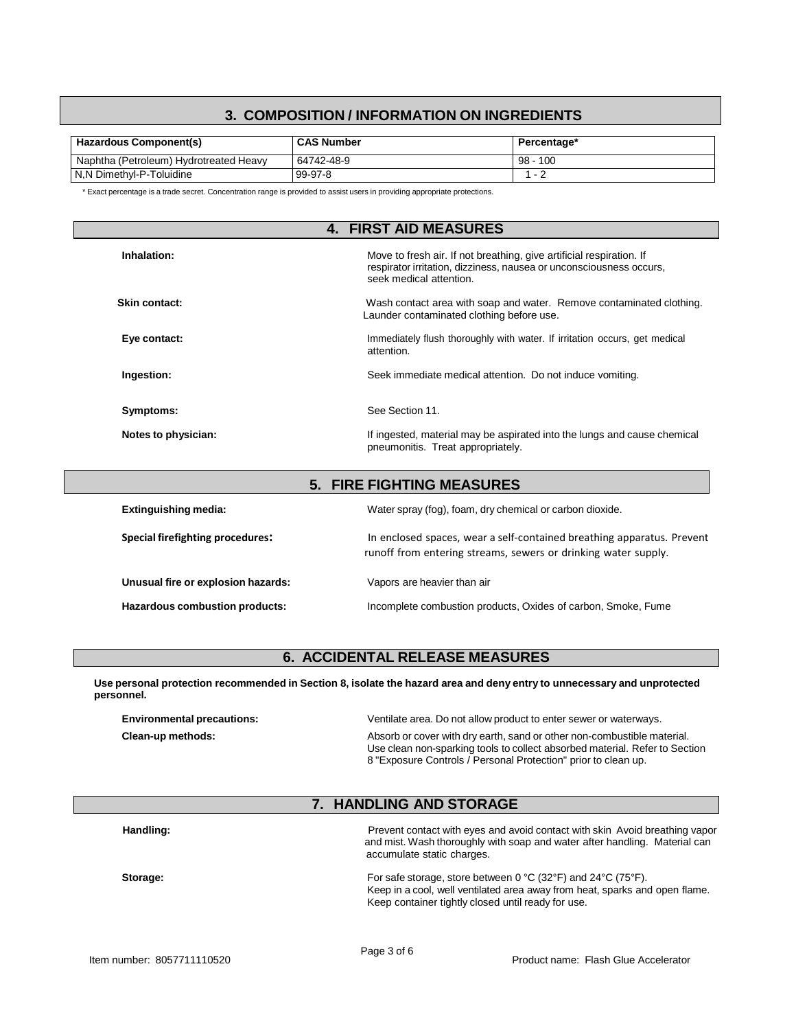## 3. COMPOSITION / INFORMATION ON INGREDIENTS

| Hazardous Component(s) | CAS Number | Percentage* |
|---|---|---|
| Naphtha (Petroleum) Hydrotreated Heavy | 64742-48-9 | 98 - 100 |
| N,N Dimethyl-P-Toluidine | 99-97-8 | 1 - 2 |

* Exact percentage is a trade secret. Concentration range is provided to assist users in providing appropriate protections.

## 4. FIRST AID MEASURES

**Inhalation:** Move to fresh air. If not breathing, give artificial respiration. If respirator irritation, dizziness, nausea or unconsciousness occurs, seek medical attention.

**Skin contact:** Wash contact area with soap and water. Remove contaminated clothing. Launder contaminated clothing before use.

**Eye contact:** Immediately flush thoroughly with water. If irritation occurs, get medical attention.

**Ingestion:** Seek immediate medical attention. Do not induce vomiting.

**Symptoms:** See Section 11.

**Notes to physician:** If ingested, material may be aspirated into the lungs and cause chemical pneumonitis. Treat appropriately.

## 5. FIRE FIGHTING MEASURES

**Extinguishing media:** Water spray (fog), foam, dry chemical or carbon dioxide.

**Special firefighting procedures:** In enclosed spaces, wear a self-contained breathing apparatus. Prevent runoff from entering streams, sewers or drinking water supply.

**Unusual fire or explosion hazards:** Vapors are heavier than air

**Hazardous combustion products:** Incomplete combustion products, Oxides of carbon, Smoke, Fume

## 6. ACCIDENTAL RELEASE MEASURES

**Use personal protection recommended in Section 8, isolate the hazard area and deny entry to unnecessary and unprotected personnel.**

**Environmental precautions:** Ventilate area. Do not allow product to enter sewer or waterways.

**Clean-up methods:** Absorb or cover with dry earth, sand or other non-combustible material. Use clean non-sparking tools to collect absorbed material. Refer to Section 8 "Exposure Controls / Personal Protection" prior to clean up.

## 7. HANDLING AND STORAGE

**Handling:** Prevent contact with eyes and avoid contact with skin Avoid breathing vapor and mist. Wash thoroughly with soap and water after handling. Material can accumulate static charges.

**Storage:** For safe storage, store between 0 °C (32°F) and 24°C (75°F). Keep in a cool, well ventilated area away from heat, sparks and open flame. Keep container tightly closed until ready for use.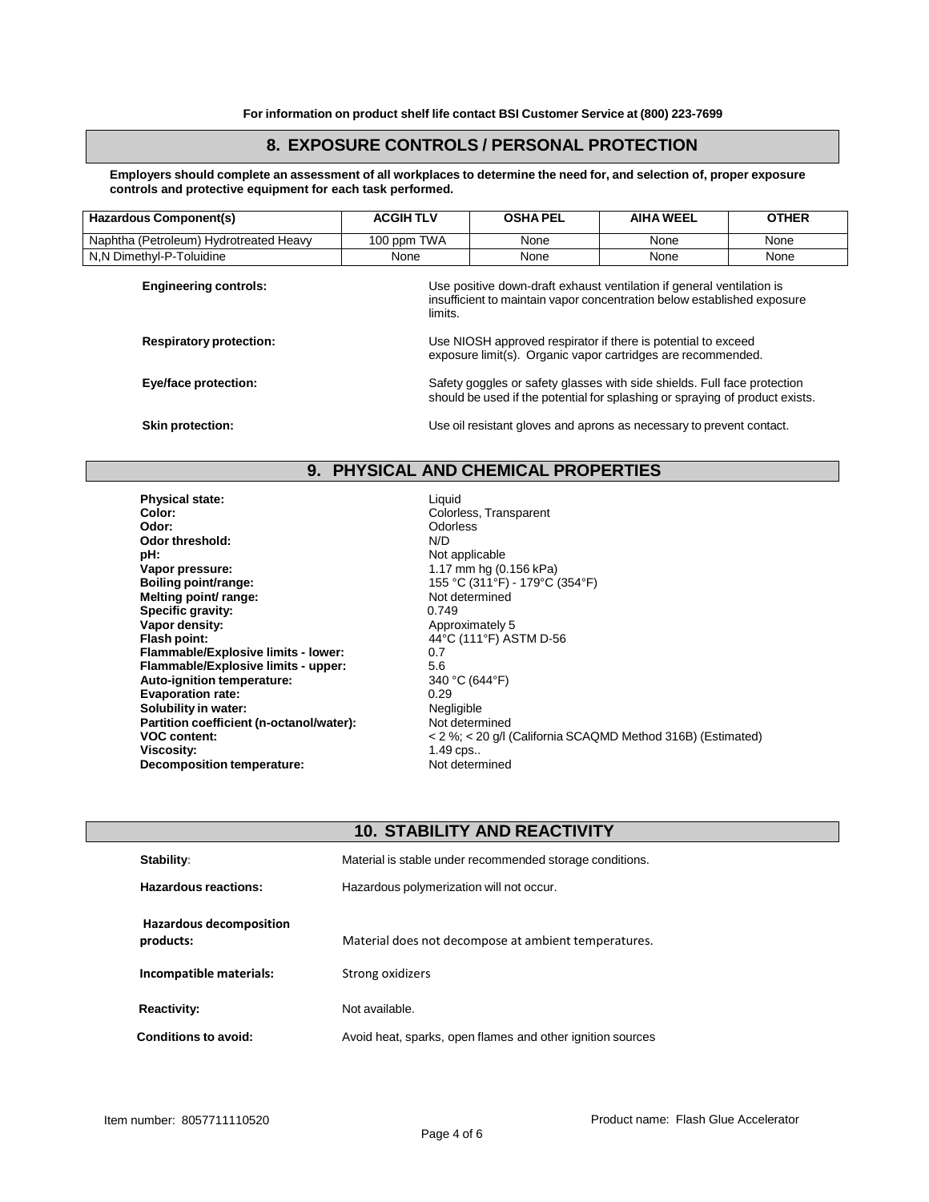For information on product shelf life contact BSI Customer Service at (800) 223-7699

## 8. EXPOSURE CONTROLS / PERSONAL PROTECTION

**Employers should complete an assessment of all workplaces to determine the need for, and selection of, proper exposure controls and protective equipment for each task performed.**

| Hazardous Component(s) | ACGIH TLV | OSHA PEL | AIHA WEEL | OTHER |
|---|---|---|---|---|
| Naphtha (Petroleum) Hydrotreated Heavy | 100 ppm TWA | None | None | None |
| N,N Dimethyl-P-Toluidine | None | None | None | None |

**Engineering controls:** Use positive down-draft exhaust ventilation if general ventilation is insufficient to maintain vapor concentration below established exposure limits.

**Respiratory protection:** Use NIOSH approved respirator if there is potential to exceed exposure limit(s). Organic vapor cartridges are recommended.

**Eye/face protection:** Safety goggles or safety glasses with side shields. Full face protection should be used if the potential for splashing or spraying of product exists.

**Skin protection:** Use oil resistant gloves and aprons as necessary to prevent contact.

## 9. PHYSICAL AND CHEMICAL PROPERTIES

**Physical state:** Liquid
**Color:** Colorless, Transparent
**Odor:** Odorless
**Odor threshold:** N/D
**pH:** Not applicable
**Vapor pressure:** 1.17 mm hg (0.156 kPa)
**Boiling point/range:** 155 °C (311°F) - 179°C (354°F)
**Melting point/ range:** Not determined
**Specific gravity:** 0.749
**Vapor density:** Approximately 5
**Flash point:** 44°C (111°F) ASTM D-56
**Flammable/Explosive limits - lower:** 0.7
**Flammable/Explosive limits - upper:** 5.6
**Auto-ignition temperature:** 340 °C (644°F)
**Evaporation rate:** 0.29
**Solubility in water:** Negligible
**Partition coefficient (n-octanol/water):** Not determined
**VOC content:** < 2 %; < 20 g/l (California SCAQMD Method 316B) (Estimated)
**Viscosity:** 1.49 cps..
**Decomposition temperature:** Not determined

## 10. STABILITY AND REACTIVITY

**Stability:** Material is stable under recommended storage conditions.

**Hazardous reactions:** Hazardous polymerization will not occur.

**Hazardous decomposition products:** Material does not decompose at ambient temperatures.

**Incompatible materials:** Strong oxidizers

**Reactivity:** Not available.

**Conditions to avoid:** Avoid heat, sparks, open flames and other ignition sources

Item number: 8057711110520 Product name: Flash Glue Accelerator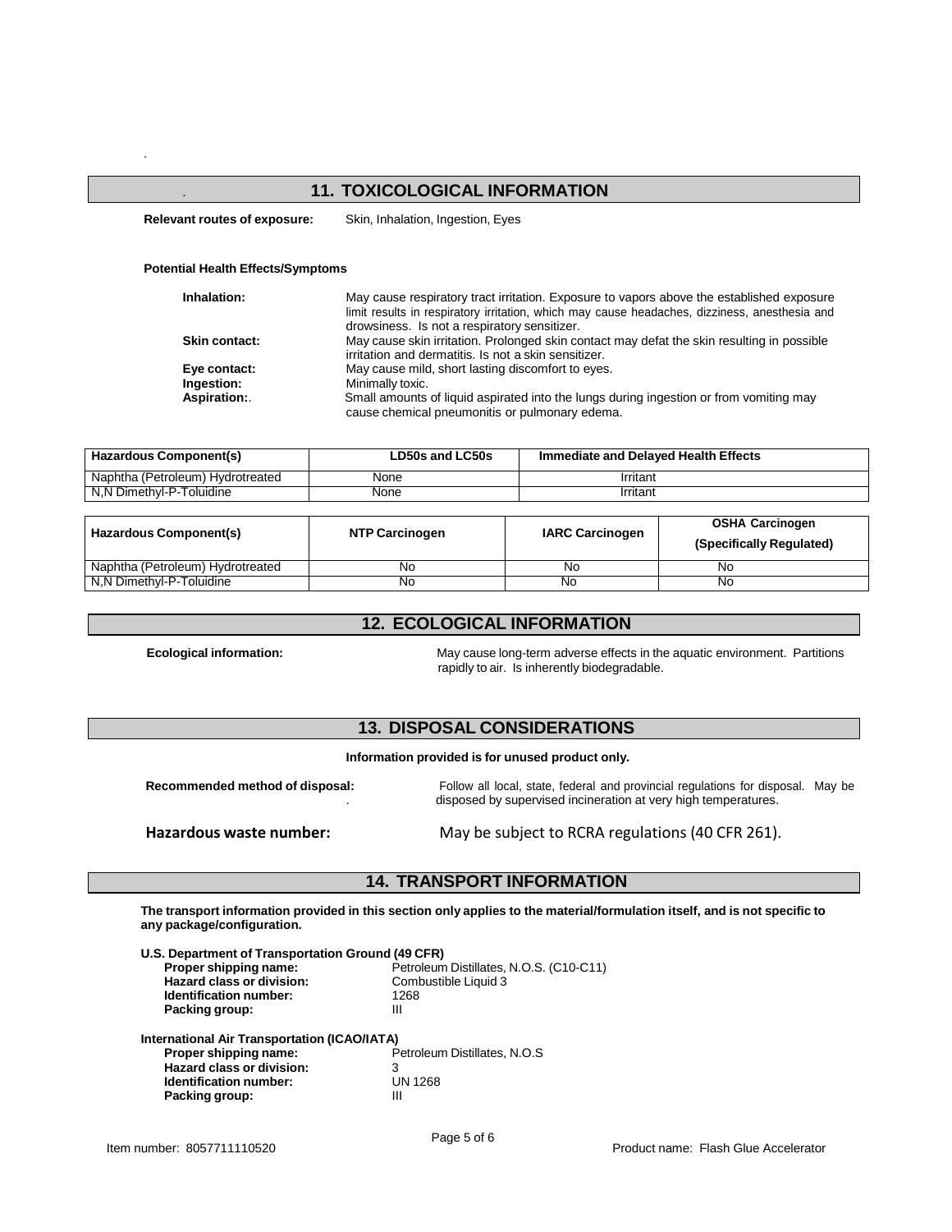## 11. TOXICOLOGICAL INFORMATION

**Relevant routes of exposure:** Skin, Inhalation, Ingestion, Eyes

**Potential Health Effects/Symptoms**

**Inhalation:** May cause respiratory tract irritation. Exposure to vapors above the established exposure limit results in respiratory irritation, which may cause headaches, dizziness, anesthesia and drowsiness. Is not a respiratory sensitizer.

**Skin contact:** May cause skin irritation. Prolonged skin contact may defat the skin resulting in possible irritation and dermatitis. Is not a skin sensitizer.

**Eye contact:** May cause mild, short lasting discomfort to eyes.

**Ingestion:** Minimally toxic.

**Aspiration:**. Small amounts of liquid aspirated into the lungs during ingestion or from vomiting may cause chemical pneumonitis or pulmonary edema.

| Hazardous Component(s) | LD50s and LC50s | Immediate and Delayed Health Effects |
|---|---|---|
| Naphtha (Petroleum) Hydrotreated | None | Irritant |
| N,N Dimethyl-P-Toluidine | None | Irritant |

| Hazardous Component(s) | NTP Carcinogen | IARC Carcinogen | OSHA Carcinogen (Specifically Regulated) |
|---|---|---|---|
| Naphtha (Petroleum) Hydrotreated | No | No | No |
| N,N Dimethyl-P-Toluidine | No | No | No |

## 12. ECOLOGICAL INFORMATION

**Ecological information:** May cause long-term adverse effects in the aquatic environment. Partitions rapidly to air. Is inherently biodegradable.

## 13. DISPOSAL CONSIDERATIONS

**Information provided is for unused product only.**

**Recommended method of disposal:** Follow all local, state, federal and provincial regulations for disposal. May be disposed by supervised incineration at very high temperatures.

**Hazardous waste number:** May be subject to RCRA regulations (40 CFR 261).

## 14. TRANSPORT INFORMATION

**The transport information provided in this section only applies to the material/formulation itself, and is not specific to any package/configuration.**

**U.S. Department of Transportation Ground (49 CFR)**

- **Proper shipping name:** Petroleum Distillates, N.O.S. (C10-C11)
- **Hazard class or division:** Combustible Liquid 3
- **Identification number:** 1268
- **Packing group:** III

**International Air Transportation (ICAO/IATA)**

- **Proper shipping name:** Petroleum Distillates, N.O.S
- **Hazard class or division:** 3
- **Identification number:** UN 1268
- **Packing group:** III

Item number: 8057711110520 Product name: Flash Glue Accelerator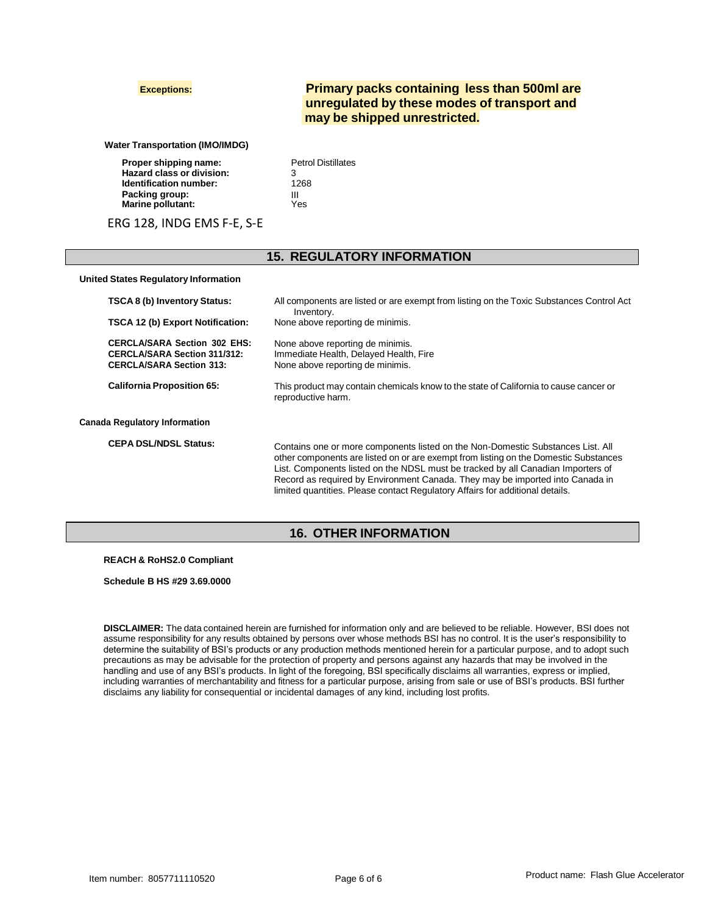**Exceptions:** **Primary packs containing less than 500ml are unregulated by these modes of transport and may be shipped unrestricted.**

**Water Transportation (IMO/IMDG)**

| | |
|---|---|
| **Proper shipping name:** | Petrol Distillates |
| **Hazard class or division:** | 3 |
| **Identification number:** | 1268 |
| **Packing group:** | III |
| **Marine pollutant:** | Yes |

ERG 128, INDG EMS F-E, S-E

## 15. REGULATORY INFORMATION

**United States Regulatory Information**

| | |
|---|---|
| **TSCA 8 (b) Inventory Status:** | All components are listed or are exempt from listing on the Toxic Substances Control Act Inventory. |
| **TSCA 12 (b) Export Notification:** | None above reporting de minimis. |
| **CERCLA/SARA Section 302 EHS:** | None above reporting de minimis. |
| **CERCLA/SARA Section 311/312:** | Immediate Health, Delayed Health, Fire |
| **CERCLA/SARA Section 313:** | None above reporting de minimis. |
| **California Proposition 65:** | This product may contain chemicals know to the state of California to cause cancer or reproductive harm. |

**Canada Regulatory Information**

| | |
|---|---|
| **CEPA DSL/NDSL Status:** | Contains one or more components listed on the Non-Domestic Substances List. All other components are listed on or are exempt from listing on the Domestic Substances List. Components listed on the NDSL must be tracked by all Canadian Importers of Record as required by Environment Canada. They may be imported into Canada in limited quantities. Please contact Regulatory Affairs for additional details. |

## 16. OTHER INFORMATION

**REACH & RoHS2.0 Compliant**

**Schedule B HS #29 3.69.0000**

**DISCLAIMER:** The data contained herein are furnished for information only and are believed to be reliable. However, BSI does not assume responsibility for any results obtained by persons over whose methods BSI has no control. It is the user's responsibility to determine the suitability of BSI's products or any production methods mentioned herein for a particular purpose, and to adopt such precautions as may be advisable for the protection of property and persons against any hazards that may be involved in the handling and use of any BSI's products. In light of the foregoing, BSI specifically disclaims all warranties, express or implied, including warranties of merchantability and fitness for a particular purpose, arising from sale or use of BSI's products. BSI further disclaims any liability for consequential or incidental damages of any kind, including lost profits.